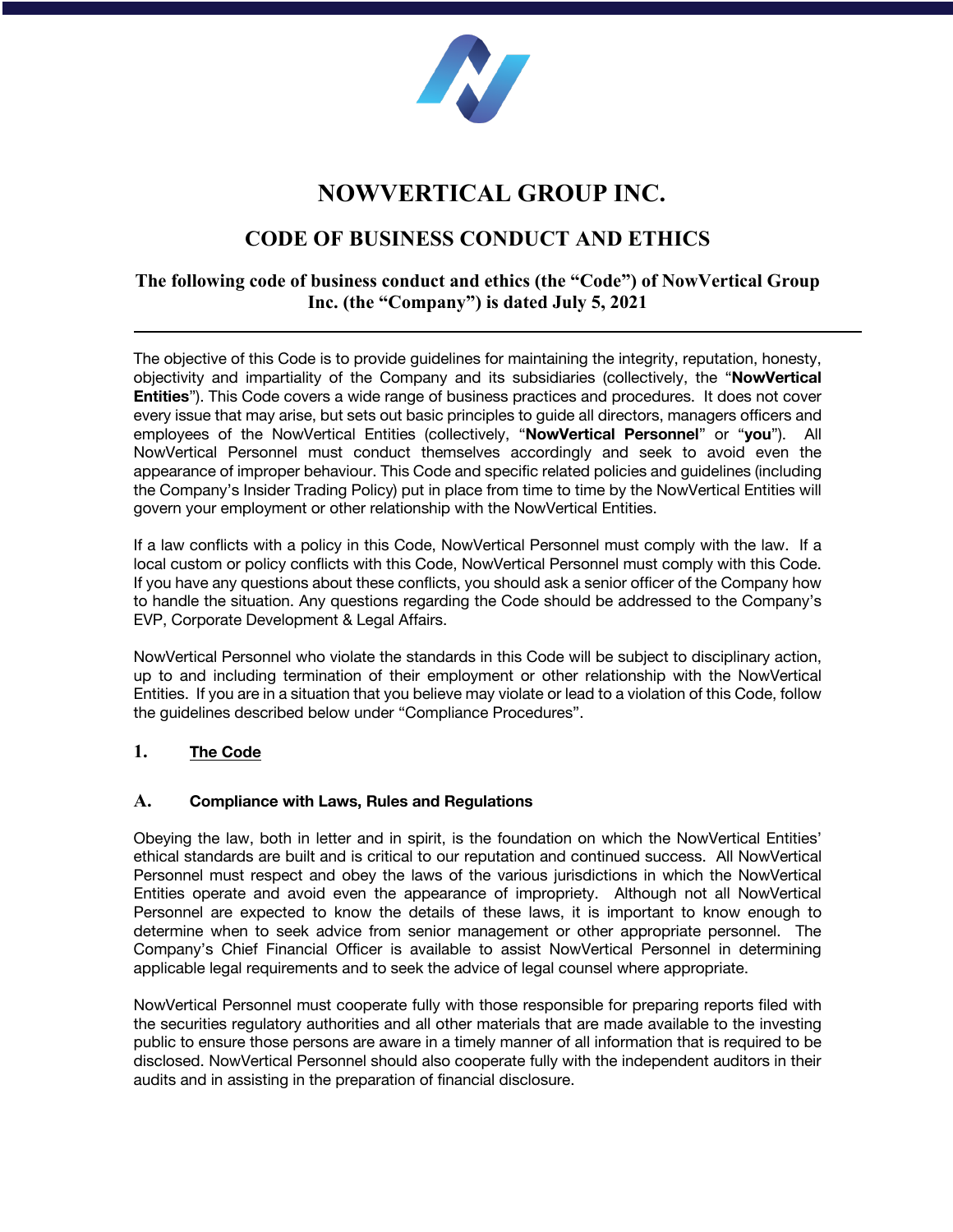# NOWVERTICAL GROUP INC.

## CODE OF BUSINESS CONDUCT AND ETHICS

### The following code of business conduct and ethics (the "Code") of NowVertical Group Inc. (the "Company") is dated July 5, 2021

---

The objective of this Code is to provide guidelines for maintaining the integrity, reputation, honesty, objectivity and impartiality of the Company and its subsidiaries (collectively, the "**NowVertical Entities**"). This Code covers a wide range of business practices and procedures. It does not cover every issue that may arise, but sets out basic principles to guide all directors, managers officers and employees of the NowVertical Entities (collectively, "**NowVertical Personnel**" or "**you**"). All NowVertical Personnel must conduct themselves accordingly and seek to avoid even the appearance of improper behaviour. This Code and specific related policies and guidelines (including the Company's Insider Trading Policy) put in place from time to time by the NowVertical Entities will govern your employment or other relationship with the NowVertical Entities.

If a law conflicts with a policy in this Code, NowVertical Personnel must comply with the law. If a local custom or policy conflicts with this Code, NowVertical Personnel must comply with this Code. If you have any questions about these conflicts, you should ask a senior officer of the Company how to handle the situation. Any questions regarding the Code should be addressed to the Company's EVP, Corporate Development & Legal Affairs.

NowVertical Personnel who violate the standards in this Code will be subject to disciplinary action, up to and including termination of their employment or other relationship with the NowVertical Entities. If you are in a situation that you believe may violate or lead to a violation of this Code, follow the guidelines described below under "Compliance Procedures".

## 1. <u>The Code</u>

### A. Compliance with Laws, Rules and Regulations

Obeying the law, both in letter and in spirit, is the foundation on which the NowVertical Entities' ethical standards are built and is critical to our reputation and continued success. All NowVertical Personnel must respect and obey the laws of the various jurisdictions in which the NowVertical Entities operate and avoid even the appearance of impropriety. Although not all NowVertical Personnel are expected to know the details of these laws, it is important to know enough to determine when to seek advice from senior management or other appropriate personnel. The Company's Chief Financial Officer is available to assist NowVertical Personnel in determining applicable legal requirements and to seek the advice of legal counsel where appropriate.

NowVertical Personnel must cooperate fully with those responsible for preparing reports filed with the securities regulatory authorities and all other materials that are made available to the investing public to ensure those persons are aware in a timely manner of all information that is required to be disclosed. NowVertical Personnel should also cooperate fully with the independent auditors in their audits and in assisting in the preparation of financial disclosure.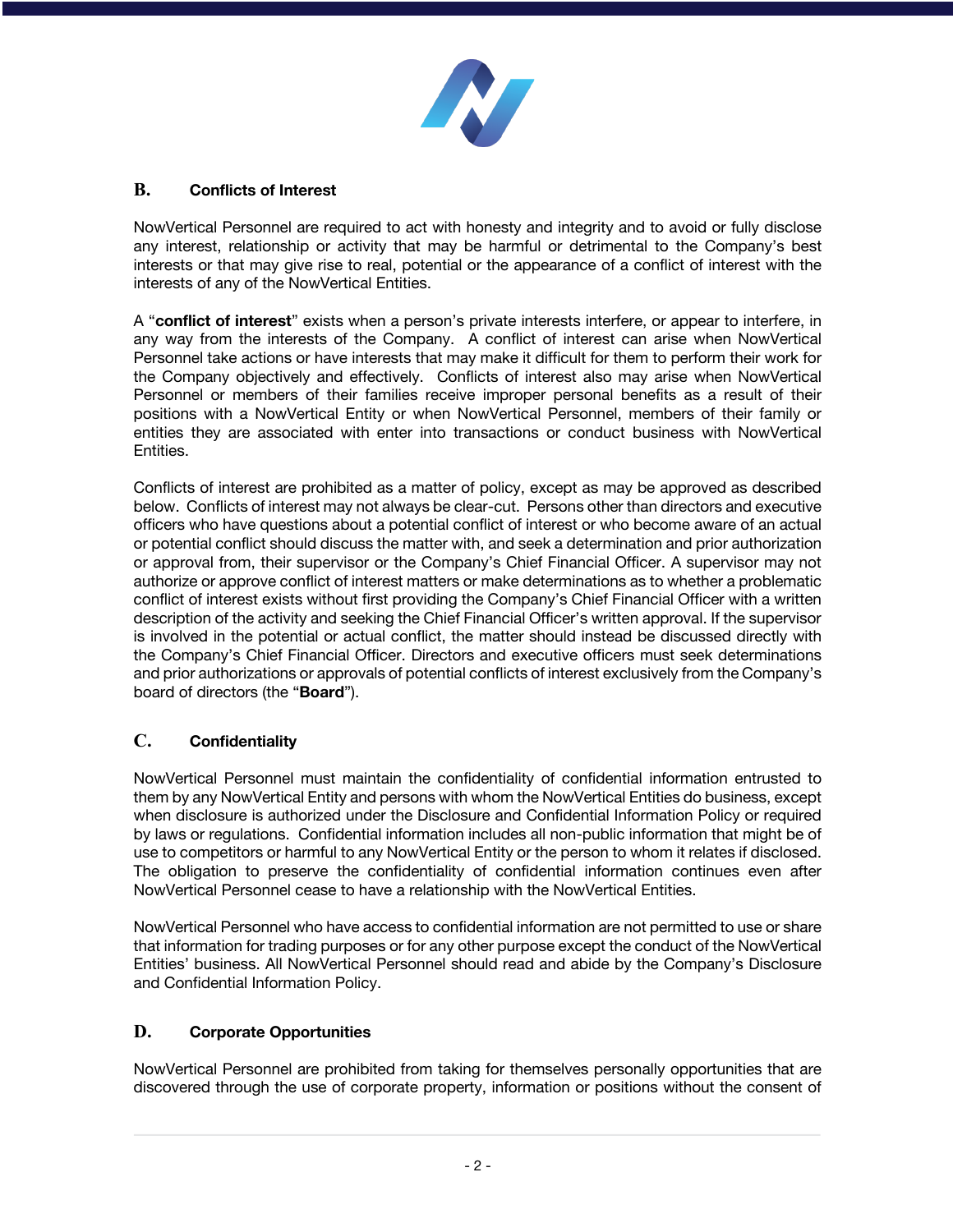## B. Conflicts of Interest

NowVertical Personnel are required to act with honesty and integrity and to avoid or fully disclose any interest, relationship or activity that may be harmful or detrimental to the Company's best interests or that may give rise to real, potential or the appearance of a conflict of interest with the interests of any of the NowVertical Entities.

A "**conflict of interest**" exists when a person's private interests interfere, or appear to interfere, in any way from the interests of the Company. A conflict of interest can arise when NowVertical Personnel take actions or have interests that may make it difficult for them to perform their work for the Company objectively and effectively. Conflicts of interest also may arise when NowVertical Personnel or members of their families receive improper personal benefits as a result of their positions with a NowVertical Entity or when NowVertical Personnel, members of their family or entities they are associated with enter into transactions or conduct business with NowVertical Entities.

Conflicts of interest are prohibited as a matter of policy, except as may be approved as described below. Conflicts of interest may not always be clear-cut. Persons other than directors and executive officers who have questions about a potential conflict of interest or who become aware of an actual or potential conflict should discuss the matter with, and seek a determination and prior authorization or approval from, their supervisor or the Company's Chief Financial Officer. A supervisor may not authorize or approve conflict of interest matters or make determinations as to whether a problematic conflict of interest exists without first providing the Company's Chief Financial Officer with a written description of the activity and seeking the Chief Financial Officer's written approval. If the supervisor is involved in the potential or actual conflict, the matter should instead be discussed directly with the Company's Chief Financial Officer. Directors and executive officers must seek determinations and prior authorizations or approvals of potential conflicts of interest exclusively from the Company's board of directors (the "**Board**").

## C. Confidentiality

NowVertical Personnel must maintain the confidentiality of confidential information entrusted to them by any NowVertical Entity and persons with whom the NowVertical Entities do business, except when disclosure is authorized under the Disclosure and Confidential Information Policy or required by laws or regulations. Confidential information includes all non-public information that might be of use to competitors or harmful to any NowVertical Entity or the person to whom it relates if disclosed. The obligation to preserve the confidentiality of confidential information continues even after NowVertical Personnel cease to have a relationship with the NowVertical Entities.

NowVertical Personnel who have access to confidential information are not permitted to use or share that information for trading purposes or for any other purpose except the conduct of the NowVertical Entities' business. All NowVertical Personnel should read and abide by the Company's Disclosure and Confidential Information Policy.

## D. Corporate Opportunities

NowVertical Personnel are prohibited from taking for themselves personally opportunities that are discovered through the use of corporate property, information or positions without the consent of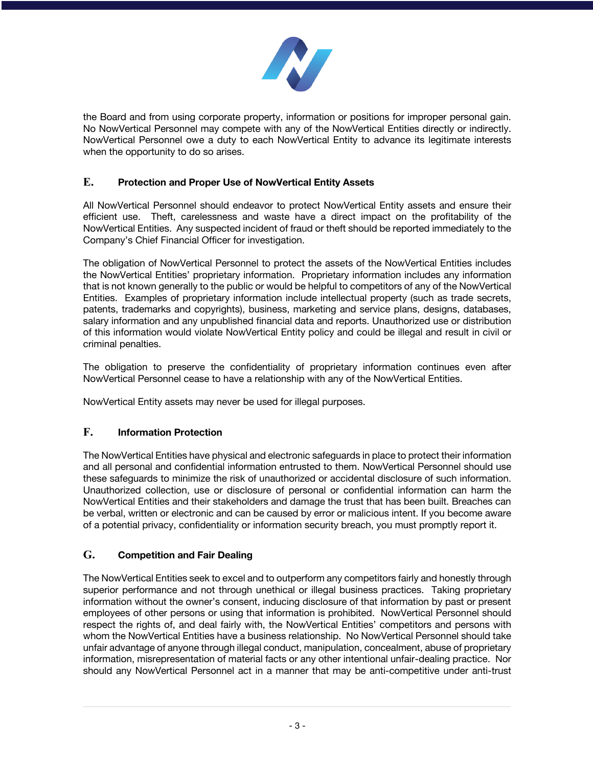the Board and from using corporate property, information or positions for improper personal gain. No NowVertical Personnel may compete with any of the NowVertical Entities directly or indirectly. NowVertical Personnel owe a duty to each NowVertical Entity to advance its legitimate interests when the opportunity to do so arises.

## E. Protection and Proper Use of NowVertical Entity Assets

All NowVertical Personnel should endeavor to protect NowVertical Entity assets and ensure their efficient use. Theft, carelessness and waste have a direct impact on the profitability of the NowVertical Entities. Any suspected incident of fraud or theft should be reported immediately to the Company's Chief Financial Officer for investigation.

The obligation of NowVertical Personnel to protect the assets of the NowVertical Entities includes the NowVertical Entities' proprietary information. Proprietary information includes any information that is not known generally to the public or would be helpful to competitors of any of the NowVertical Entities. Examples of proprietary information include intellectual property (such as trade secrets, patents, trademarks and copyrights), business, marketing and service plans, designs, databases, salary information and any unpublished financial data and reports. Unauthorized use or distribution of this information would violate NowVertical Entity policy and could be illegal and result in civil or criminal penalties.

The obligation to preserve the confidentiality of proprietary information continues even after NowVertical Personnel cease to have a relationship with any of the NowVertical Entities.

NowVertical Entity assets may never be used for illegal purposes.

## F. Information Protection

The NowVertical Entities have physical and electronic safeguards in place to protect their information and all personal and confidential information entrusted to them. NowVertical Personnel should use these safeguards to minimize the risk of unauthorized or accidental disclosure of such information. Unauthorized collection, use or disclosure of personal or confidential information can harm the NowVertical Entities and their stakeholders and damage the trust that has been built. Breaches can be verbal, written or electronic and can be caused by error or malicious intent. If you become aware of a potential privacy, confidentiality or information security breach, you must promptly report it.

## G. Competition and Fair Dealing

The NowVertical Entities seek to excel and to outperform any competitors fairly and honestly through superior performance and not through unethical or illegal business practices. Taking proprietary information without the owner's consent, inducing disclosure of that information by past or present employees of other persons or using that information is prohibited. NowVertical Personnel should respect the rights of, and deal fairly with, the NowVertical Entities' competitors and persons with whom the NowVertical Entities have a business relationship. No NowVertical Personnel should take unfair advantage of anyone through illegal conduct, manipulation, concealment, abuse of proprietary information, misrepresentation of material facts or any other intentional unfair-dealing practice. Nor should any NowVertical Personnel act in a manner that may be anti-competitive under anti-trust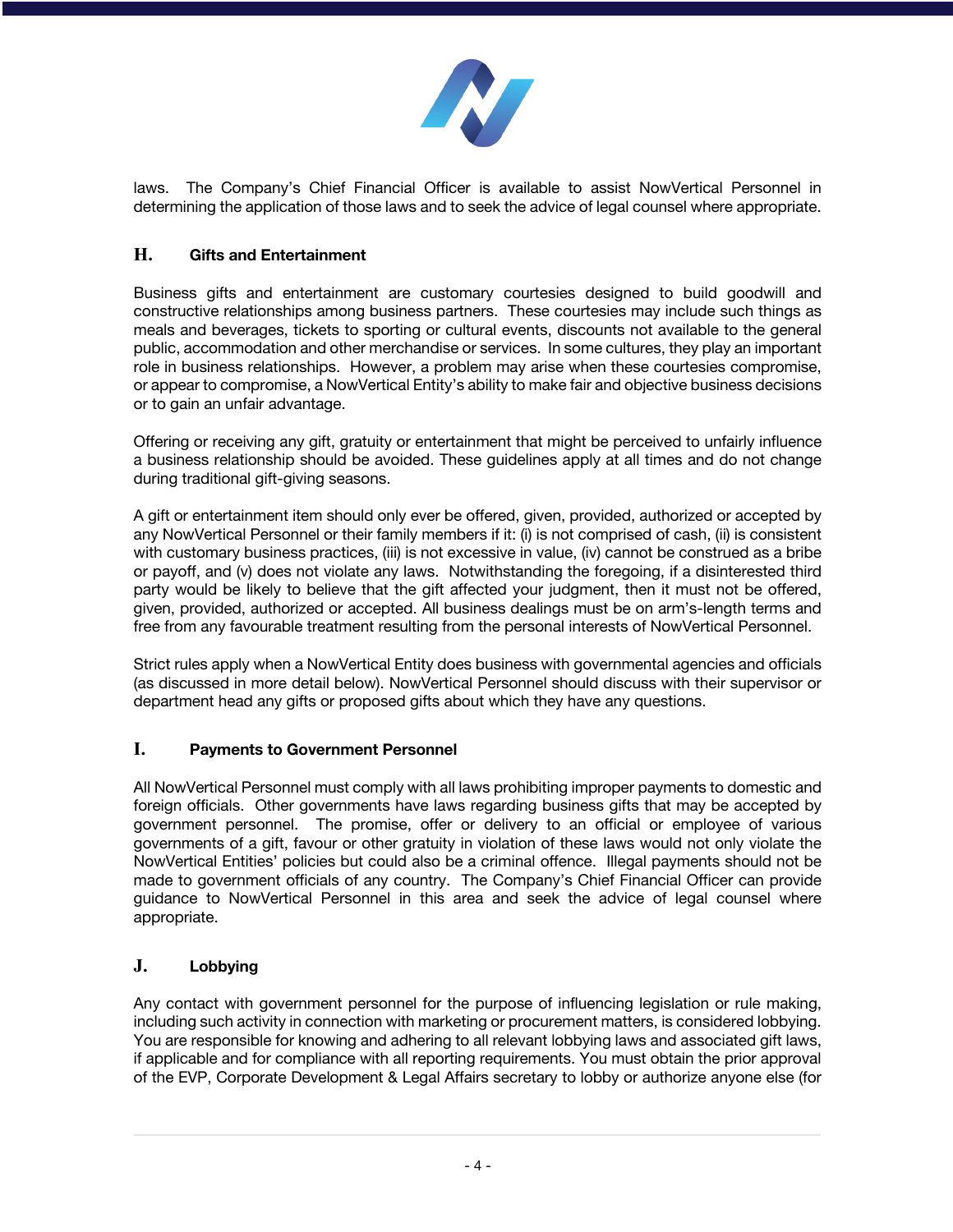laws. The Company's Chief Financial Officer is available to assist NowVertical Personnel in determining the application of those laws and to seek the advice of legal counsel where appropriate.

## H. Gifts and Entertainment

Business gifts and entertainment are customary courtesies designed to build goodwill and constructive relationships among business partners. These courtesies may include such things as meals and beverages, tickets to sporting or cultural events, discounts not available to the general public, accommodation and other merchandise or services. In some cultures, they play an important role in business relationships. However, a problem may arise when these courtesies compromise, or appear to compromise, a NowVertical Entity's ability to make fair and objective business decisions or to gain an unfair advantage.

Offering or receiving any gift, gratuity or entertainment that might be perceived to unfairly influence a business relationship should be avoided. These guidelines apply at all times and do not change during traditional gift-giving seasons.

A gift or entertainment item should only ever be offered, given, provided, authorized or accepted by any NowVertical Personnel or their family members if it: (i) is not comprised of cash, (ii) is consistent with customary business practices, (iii) is not excessive in value, (iv) cannot be construed as a bribe or payoff, and (v) does not violate any laws. Notwithstanding the foregoing, if a disinterested third party would be likely to believe that the gift affected your judgment, then it must not be offered, given, provided, authorized or accepted. All business dealings must be on arm's-length terms and free from any favourable treatment resulting from the personal interests of NowVertical Personnel.

Strict rules apply when a NowVertical Entity does business with governmental agencies and officials (as discussed in more detail below). NowVertical Personnel should discuss with their supervisor or department head any gifts or proposed gifts about which they have any questions.

## I. Payments to Government Personnel

All NowVertical Personnel must comply with all laws prohibiting improper payments to domestic and foreign officials. Other governments have laws regarding business gifts that may be accepted by government personnel. The promise, offer or delivery to an official or employee of various governments of a gift, favour or other gratuity in violation of these laws would not only violate the NowVertical Entities' policies but could also be a criminal offence. Illegal payments should not be made to government officials of any country. The Company's Chief Financial Officer can provide guidance to NowVertical Personnel in this area and seek the advice of legal counsel where appropriate.

## J. Lobbying

Any contact with government personnel for the purpose of influencing legislation or rule making, including such activity in connection with marketing or procurement matters, is considered lobbying. You are responsible for knowing and adhering to all relevant lobbying laws and associated gift laws, if applicable and for compliance with all reporting requirements. You must obtain the prior approval of the EVP, Corporate Development & Legal Affairs secretary to lobby or authorize anyone else (for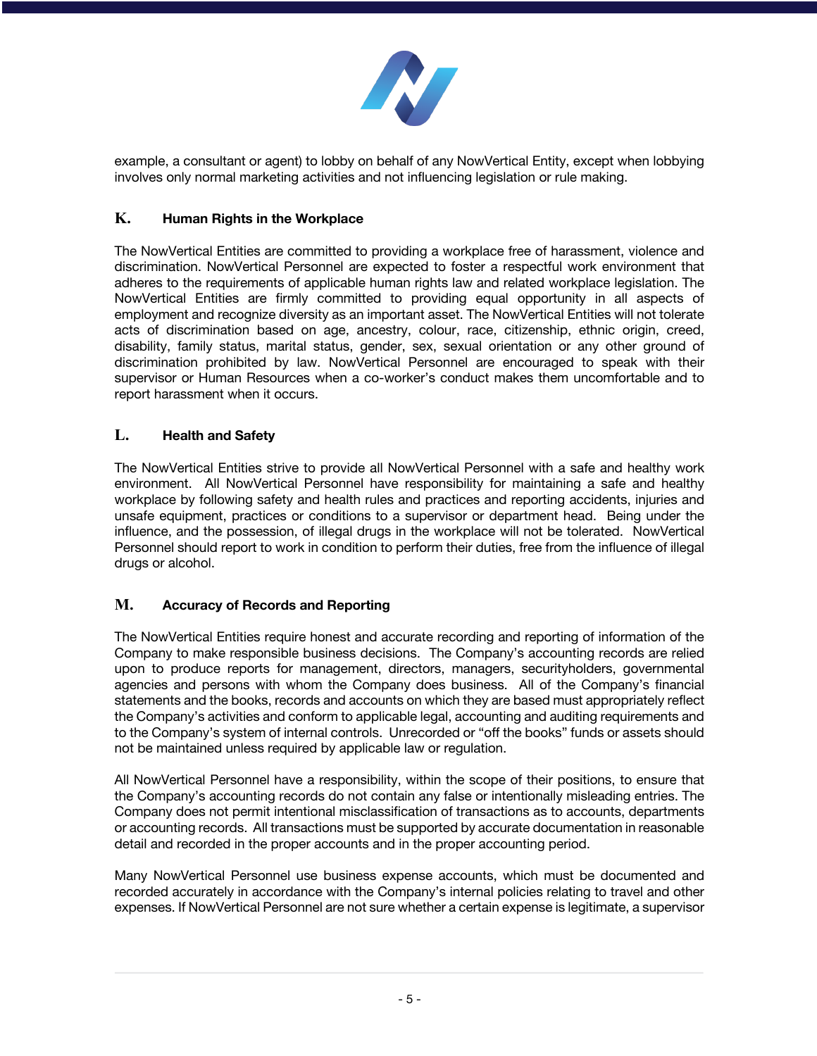example, a consultant or agent) to lobby on behalf of any NowVertical Entity, except when lobbying involves only normal marketing activities and not influencing legislation or rule making.

### K. Human Rights in the Workplace

The NowVertical Entities are committed to providing a workplace free of harassment, violence and discrimination. NowVertical Personnel are expected to foster a respectful work environment that adheres to the requirements of applicable human rights law and related workplace legislation. The NowVertical Entities are firmly committed to providing equal opportunity in all aspects of employment and recognize diversity as an important asset. The NowVertical Entities will not tolerate acts of discrimination based on age, ancestry, colour, race, citizenship, ethnic origin, creed, disability, family status, marital status, gender, sex, sexual orientation or any other ground of discrimination prohibited by law. NowVertical Personnel are encouraged to speak with their supervisor or Human Resources when a co-worker's conduct makes them uncomfortable and to report harassment when it occurs.

### L. Health and Safety

The NowVertical Entities strive to provide all NowVertical Personnel with a safe and healthy work environment. All NowVertical Personnel have responsibility for maintaining a safe and healthy workplace by following safety and health rules and practices and reporting accidents, injuries and unsafe equipment, practices or conditions to a supervisor or department head. Being under the influence, and the possession, of illegal drugs in the workplace will not be tolerated. NowVertical Personnel should report to work in condition to perform their duties, free from the influence of illegal drugs or alcohol.

### M. Accuracy of Records and Reporting

The NowVertical Entities require honest and accurate recording and reporting of information of the Company to make responsible business decisions. The Company's accounting records are relied upon to produce reports for management, directors, managers, securityholders, governmental agencies and persons with whom the Company does business. All of the Company's financial statements and the books, records and accounts on which they are based must appropriately reflect the Company's activities and conform to applicable legal, accounting and auditing requirements and to the Company's system of internal controls. Unrecorded or "off the books" funds or assets should not be maintained unless required by applicable law or regulation.

All NowVertical Personnel have a responsibility, within the scope of their positions, to ensure that the Company's accounting records do not contain any false or intentionally misleading entries. The Company does not permit intentional misclassification of transactions as to accounts, departments or accounting records. All transactions must be supported by accurate documentation in reasonable detail and recorded in the proper accounts and in the proper accounting period.

Many NowVertical Personnel use business expense accounts, which must be documented and recorded accurately in accordance with the Company's internal policies relating to travel and other expenses. If NowVertical Personnel are not sure whether a certain expense is legitimate, a supervisor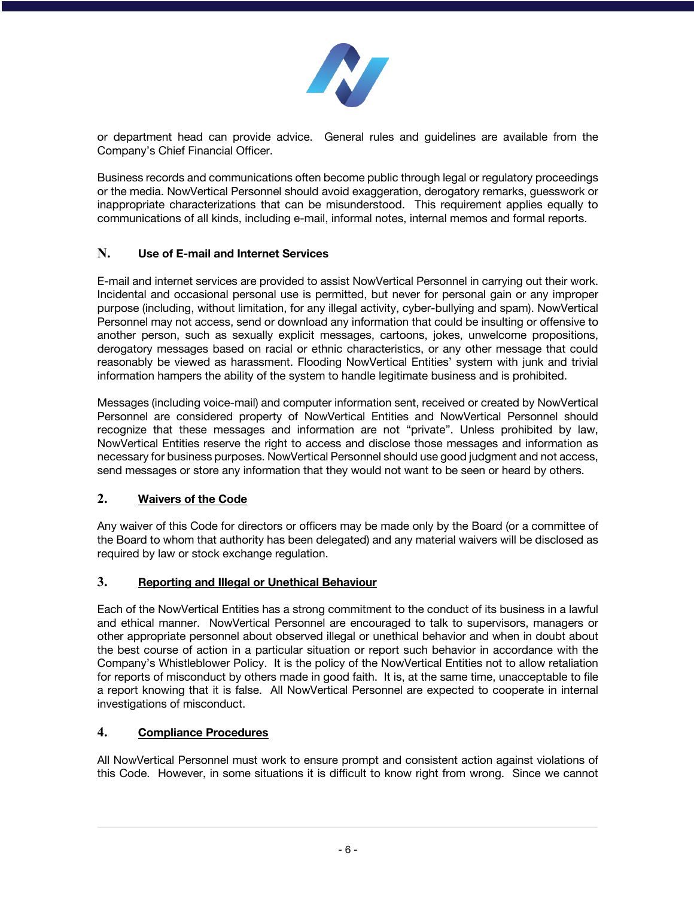or department head can provide advice. General rules and guidelines are available from the Company's Chief Financial Officer.

Business records and communications often become public through legal or regulatory proceedings or the media. NowVertical Personnel should avoid exaggeration, derogatory remarks, guesswork or inappropriate characterizations that can be misunderstood. This requirement applies equally to communications of all kinds, including e-mail, informal notes, internal memos and formal reports.

### N. Use of E-mail and Internet Services

E-mail and internet services are provided to assist NowVertical Personnel in carrying out their work. Incidental and occasional personal use is permitted, but never for personal gain or any improper purpose (including, without limitation, for any illegal activity, cyber-bullying and spam). NowVertical Personnel may not access, send or download any information that could be insulting or offensive to another person, such as sexually explicit messages, cartoons, jokes, unwelcome propositions, derogatory messages based on racial or ethnic characteristics, or any other message that could reasonably be viewed as harassment. Flooding NowVertical Entities' system with junk and trivial information hampers the ability of the system to handle legitimate business and is prohibited.

Messages (including voice-mail) and computer information sent, received or created by NowVertical Personnel are considered property of NowVertical Entities and NowVertical Personnel should recognize that these messages and information are not "private". Unless prohibited by law, NowVertical Entities reserve the right to access and disclose those messages and information as necessary for business purposes. NowVertical Personnel should use good judgment and not access, send messages or store any information that they would not want to be seen or heard by others.

## 2. Waivers of the Code

Any waiver of this Code for directors or officers may be made only by the Board (or a committee of the Board to whom that authority has been delegated) and any material waivers will be disclosed as required by law or stock exchange regulation.

## 3. Reporting and Illegal or Unethical Behaviour

Each of the NowVertical Entities has a strong commitment to the conduct of its business in a lawful and ethical manner. NowVertical Personnel are encouraged to talk to supervisors, managers or other appropriate personnel about observed illegal or unethical behavior and when in doubt about the best course of action in a particular situation or report such behavior in accordance with the Company's Whistleblower Policy. It is the policy of the NowVertical Entities not to allow retaliation for reports of misconduct by others made in good faith. It is, at the same time, unacceptable to file a report knowing that it is false. All NowVertical Personnel are expected to cooperate in internal investigations of misconduct.

## 4. Compliance Procedures

All NowVertical Personnel must work to ensure prompt and consistent action against violations of this Code. However, in some situations it is difficult to know right from wrong. Since we cannot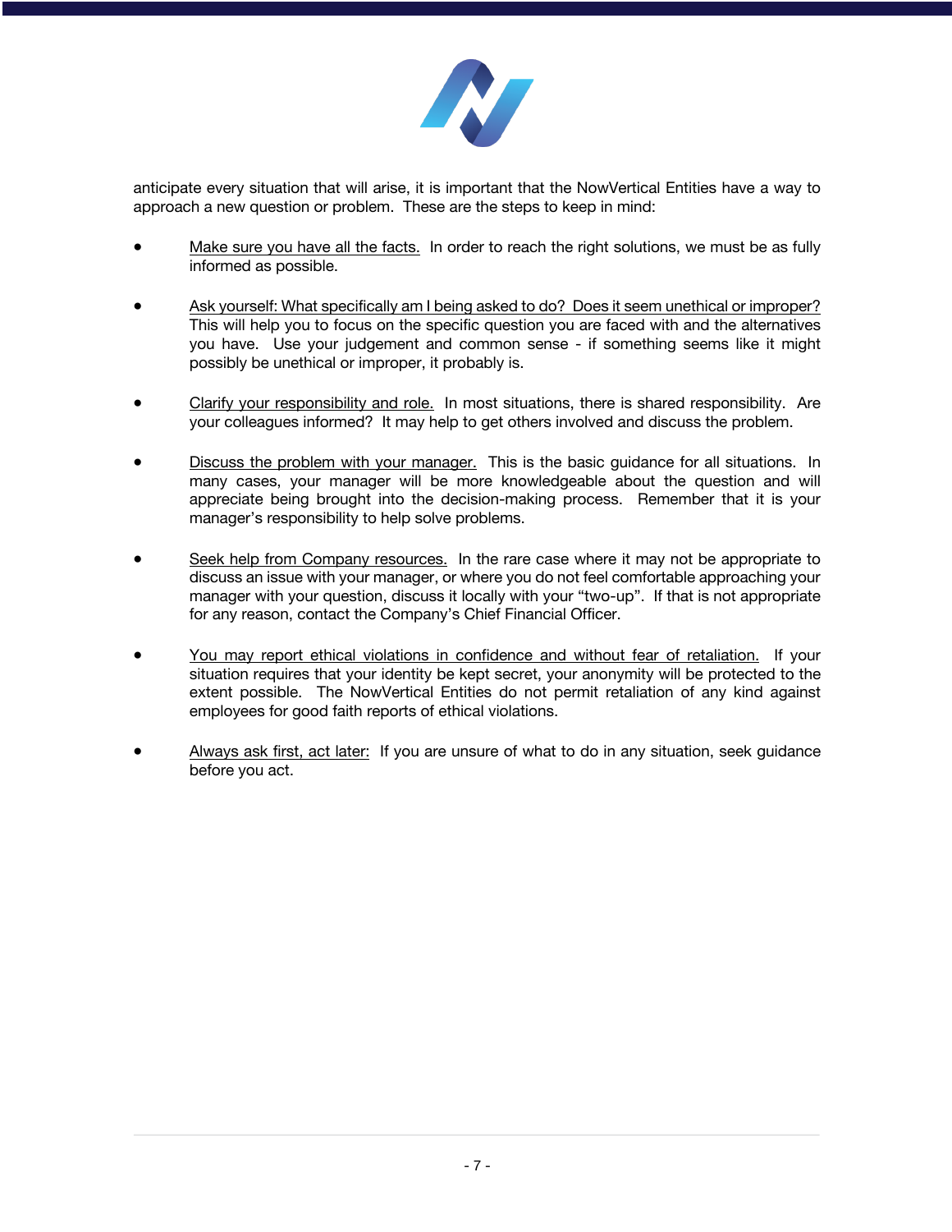anticipate every situation that will arise, it is important that the NowVertical Entities have a way to approach a new question or problem. These are the steps to keep in mind:

- Make sure you have all the facts. In order to reach the right solutions, we must be as fully informed as possible.

- Ask yourself: What specifically am I being asked to do? Does it seem unethical or improper? This will help you to focus on the specific question you are faced with and the alternatives you have. Use your judgement and common sense - if something seems like it might possibly be unethical or improper, it probably is.

- Clarify your responsibility and role. In most situations, there is shared responsibility. Are your colleagues informed? It may help to get others involved and discuss the problem.

- Discuss the problem with your manager. This is the basic guidance for all situations. In many cases, your manager will be more knowledgeable about the question and will appreciate being brought into the decision-making process. Remember that it is your manager's responsibility to help solve problems.

- Seek help from Company resources. In the rare case where it may not be appropriate to discuss an issue with your manager, or where you do not feel comfortable approaching your manager with your question, discuss it locally with your "two-up". If that is not appropriate for any reason, contact the Company's Chief Financial Officer.

- You may report ethical violations in confidence and without fear of retaliation. If your situation requires that your identity be kept secret, your anonymity will be protected to the extent possible. The NowVertical Entities do not permit retaliation of any kind against employees for good faith reports of ethical violations.

- Always ask first, act later: If you are unsure of what to do in any situation, seek guidance before you act.